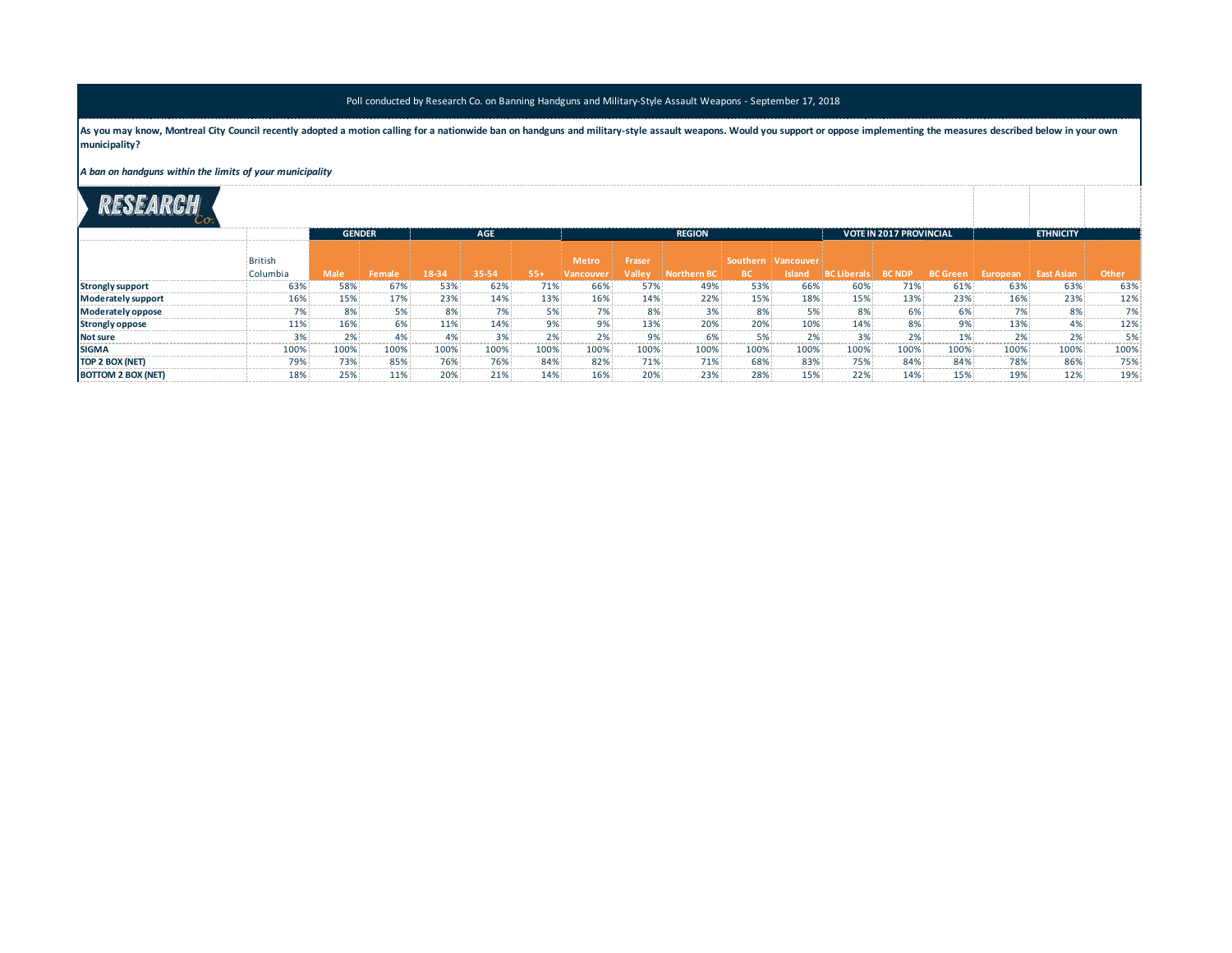Poll conducted by Research Co. on Banning Handguns and Military-Style Assault Weapons - September 17, 2018

**As you may know, Montreal City Council recently adopted a motion calling for a nationwide ban on handguns and military-style assault weapons. Would you support or oppose implementing the measures described below in your own municipality?**

***A ban on handguns within the limits of your municipality***

| | | GENDER | | AGE | | | REGION | | | | | VOTE IN 2017 PROVINCIAL | | | ETHNICITY | | |
|---|---|---|---|---|---|---|---|---|---|---|---|---|---|---|---|---|---|
| | British Columbia | Male | Female | 18-34 | 35-54 | 55+ | Metro Vancouver | Fraser Valley | Northern BC | Southern BC | Vancouver Island | BC Liberals | BC NDP | BC Green | European | East Asian | Other |
| **Strongly support** | 63% | 58% | 67% | 53% | 62% | 71% | 66% | 57% | 49% | 53% | 66% | 60% | 71% | 61% | 63% | 63% | 63% |
| **Moderately support** | 16% | 15% | 17% | 23% | 14% | 13% | 16% | 14% | 22% | 15% | 18% | 15% | 13% | 23% | 16% | 23% | 12% |
| **Moderately oppose** | 7% | 8% | 5% | 8% | 7% | 5% | 7% | 8% | 3% | 8% | 5% | 8% | 6% | 6% | 7% | 8% | 7% |
| **Strongly oppose** | 11% | 16% | 6% | 11% | 14% | 9% | 9% | 13% | 20% | 20% | 10% | 14% | 8% | 9% | 13% | 4% | 12% |
| **Not sure** | 3% | 2% | 4% | 4% | 3% | 2% | 2% | 9% | 6% | 5% | 2% | 3% | 2% | 1% | 2% | 2% | 5% |
| **SIGMA** | 100% | 100% | 100% | 100% | 100% | 100% | 100% | 100% | 100% | 100% | 100% | 100% | 100% | 100% | 100% | 100% | 100% |
| **TOP 2 BOX (NET)** | 79% | 73% | 85% | 76% | 76% | 84% | 82% | 71% | 71% | 68% | 83% | 75% | 84% | 84% | 78% | 86% | 75% |
| **BOTTOM 2 BOX (NET)** | 18% | 25% | 11% | 20% | 21% | 14% | 16% | 20% | 23% | 28% | 15% | 22% | 14% | 15% | 19% | 12% | 19% |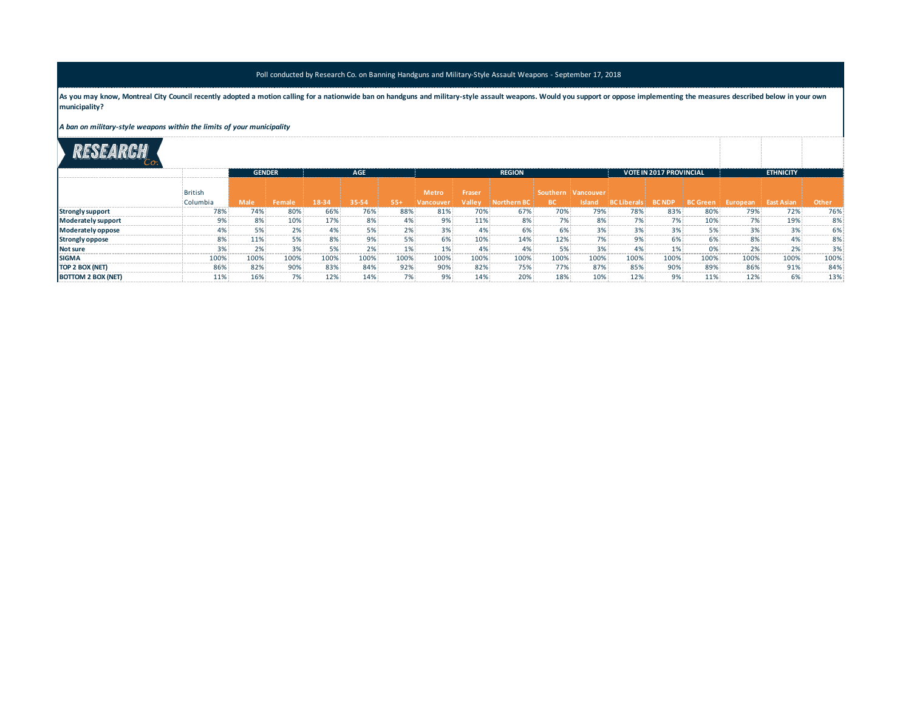Poll conducted by Research Co. on Banning Handguns and Military-Style Assault Weapons - September 17, 2018

**As you may know, Montreal City Council recently adopted a motion calling for a nationwide ban on handguns and military-style assault weapons. Would you support or oppose implementing the measures described below in your own municipality?**

***A ban on military-style weapons within the limits of your municipality***

| | | GENDER | | AGE | | | REGION | | | | | VOTE IN 2017 PROVINCIAL | | | ETHNICITY | | |
|---|---|---|---|---|---|---|---|---|---|---|---|---|---|---|---|---|---|
| | British Columbia | Male | Female | 18-34 | 35-54 | 55+ | Metro Vancouver | Fraser Valley | Northern BC | Southern BC | Vancouver Island | BC Liberals | BC NDP | BC Green | European | East Asian | Other |
| **Strongly support** | 78% | 74% | 80% | 66% | 76% | 88% | 81% | 70% | 67% | 70% | 79% | 78% | 83% | 80% | 79% | 72% | 76% |
| **Moderately support** | 9% | 8% | 10% | 17% | 8% | 4% | 9% | 11% | 8% | 7% | 8% | 7% | 7% | 10% | 7% | 19% | 8% |
| **Moderately oppose** | 4% | 5% | 2% | 4% | 5% | 2% | 3% | 4% | 6% | 6% | 3% | 3% | 3% | 5% | 3% | 3% | 6% |
| **Strongly oppose** | 8% | 11% | 5% | 8% | 9% | 5% | 6% | 10% | 14% | 12% | 7% | 9% | 6% | 6% | 8% | 4% | 8% |
| **Not sure** | 3% | 2% | 3% | 5% | 2% | 1% | 1% | 4% | 4% | 5% | 3% | 4% | 1% | 0% | 2% | 2% | 3% |
| **SIGMA** | 100% | 100% | 100% | 100% | 100% | 100% | 100% | 100% | 100% | 100% | 100% | 100% | 100% | 100% | 100% | 100% | 100% |
| **TOP 2 BOX (NET)** | 86% | 82% | 90% | 83% | 84% | 92% | 90% | 82% | 75% | 77% | 87% | 85% | 90% | 89% | 86% | 91% | 84% |
| **BOTTOM 2 BOX (NET)** | 11% | 16% | 7% | 12% | 14% | 7% | 9% | 14% | 20% | 18% | 10% | 12% | 9% | 11% | 12% | 6% | 13% |